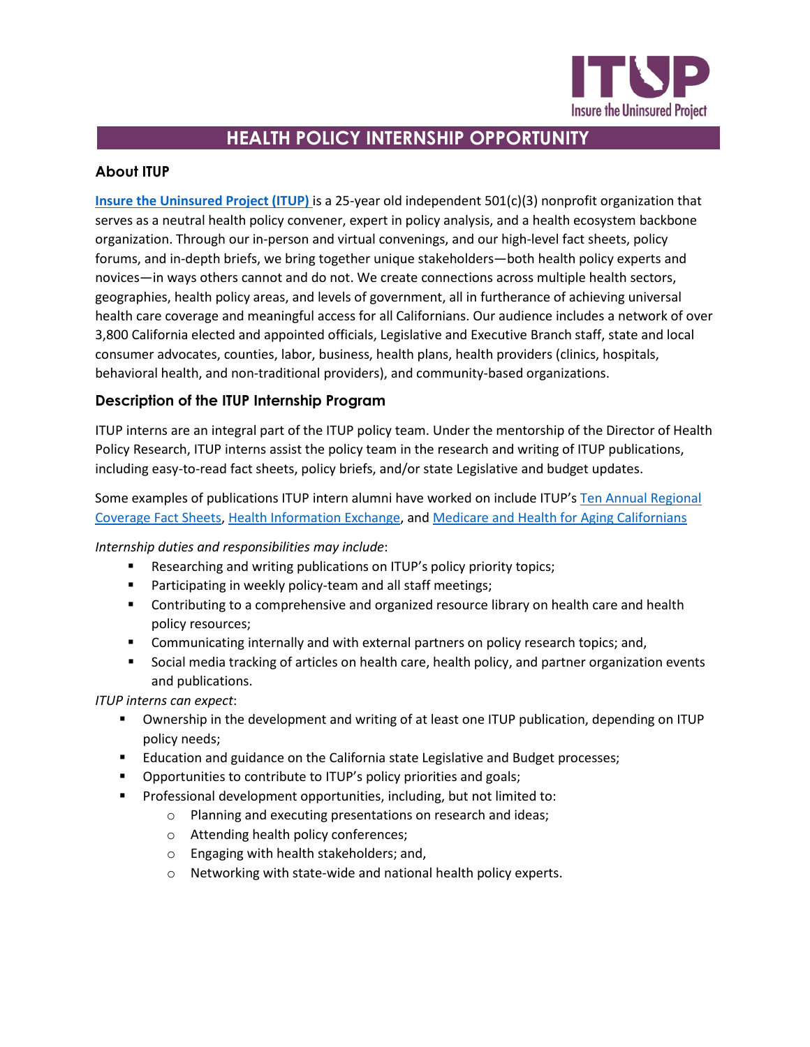# HEALTH POLICY INTERNSHIP OPPORTUNITY

## About ITUP

**Insure the Uninsured Project (ITUP)** is a 25-year old independent 501(c)(3) nonprofit organization that serves as a neutral health policy convener, expert in policy analysis, and a health ecosystem backbone organization. Through our in-person and virtual convenings, and our high-level fact sheets, policy forums, and in-depth briefs, we bring together unique stakeholders—both health policy experts and novices—in ways others cannot and do not. We create connections across multiple health sectors, geographies, health policy areas, and levels of government, all in furtherance of achieving universal health care coverage and meaningful access for all Californians. Our audience includes a network of over 3,800 California elected and appointed officials, Legislative and Executive Branch staff, state and local consumer advocates, counties, labor, business, health plans, health providers (clinics, hospitals, behavioral health, and non-traditional providers), and community-based organizations.

## Description of the ITUP Internship Program

ITUP interns are an integral part of the ITUP policy team. Under the mentorship of the Director of Health Policy Research, ITUP interns assist the policy team in the research and writing of ITUP publications, including easy-to-read fact sheets, policy briefs, and/or state Legislative and budget updates.

Some examples of publications ITUP intern alumni have worked on include ITUP's Ten Annual Regional Coverage Fact Sheets, Health Information Exchange, and Medicare and Health for Aging Californians

*Internship duties and responsibilities may include*:

- Researching and writing publications on ITUP's policy priority topics;
- Participating in weekly policy-team and all staff meetings;
- Contributing to a comprehensive and organized resource library on health care and health policy resources;
- Communicating internally and with external partners on policy research topics; and,
- Social media tracking of articles on health care, health policy, and partner organization events and publications.

*ITUP interns can expect*:

- Ownership in the development and writing of at least one ITUP publication, depending on ITUP policy needs;
- Education and guidance on the California state Legislative and Budget processes;
- Opportunities to contribute to ITUP's policy priorities and goals;
- Professional development opportunities, including, but not limited to:
  - Planning and executing presentations on research and ideas;
  - Attending health policy conferences;
  - Engaging with health stakeholders; and,
  - Networking with state-wide and national health policy experts.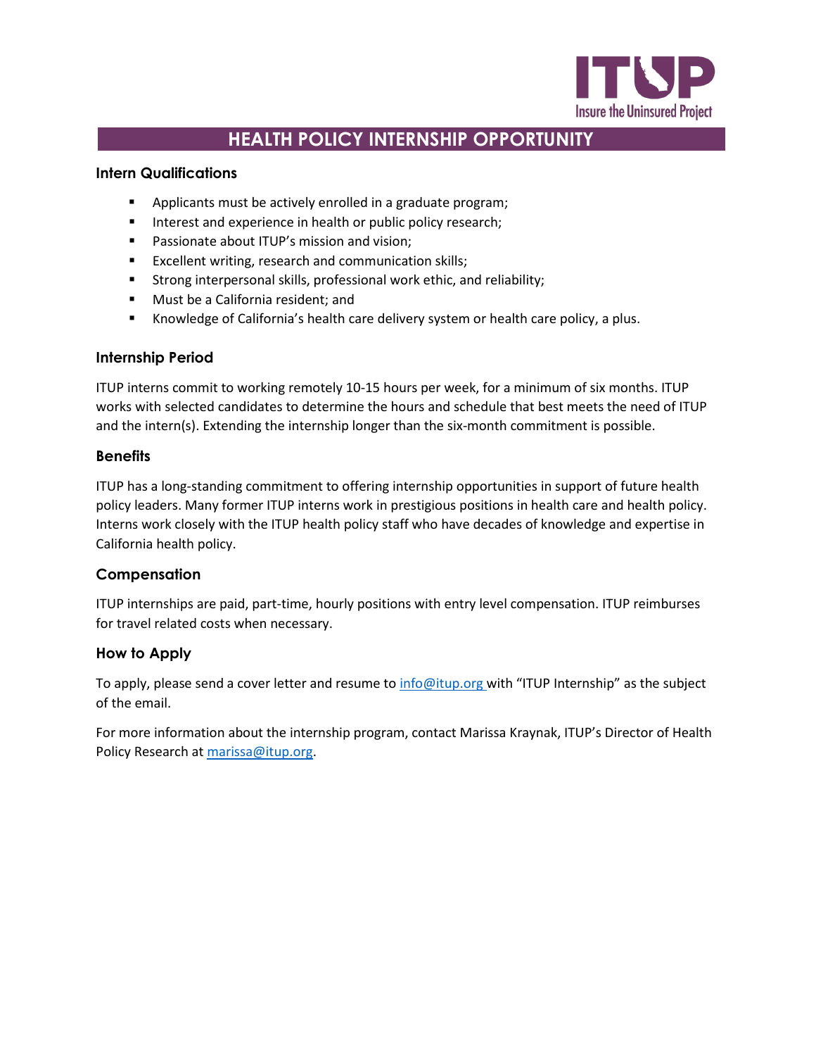# HEALTH POLICY INTERNSHIP OPPORTUNITY

### Intern Qualifications

- Applicants must be actively enrolled in a graduate program;
- Interest and experience in health or public policy research;
- Passionate about ITUP's mission and vision;
- Excellent writing, research and communication skills;
- Strong interpersonal skills, professional work ethic, and reliability;
- Must be a California resident; and
- Knowledge of California's health care delivery system or health care policy, a plus.

### Internship Period

ITUP interns commit to working remotely 10-15 hours per week, for a minimum of six months. ITUP works with selected candidates to determine the hours and schedule that best meets the need of ITUP and the intern(s). Extending the internship longer than the six-month commitment is possible.

### Benefits

ITUP has a long-standing commitment to offering internship opportunities in support of future health policy leaders. Many former ITUP interns work in prestigious positions in health care and health policy. Interns work closely with the ITUP health policy staff who have decades of knowledge and expertise in California health policy.

### Compensation

ITUP internships are paid, part-time, hourly positions with entry level compensation. ITUP reimburses for travel related costs when necessary.

### How to Apply

To apply, please send a cover letter and resume to info@itup.org with "ITUP Internship" as the subject of the email.

For more information about the internship program, contact Marissa Kraynak, ITUP's Director of Health Policy Research at marissa@itup.org.